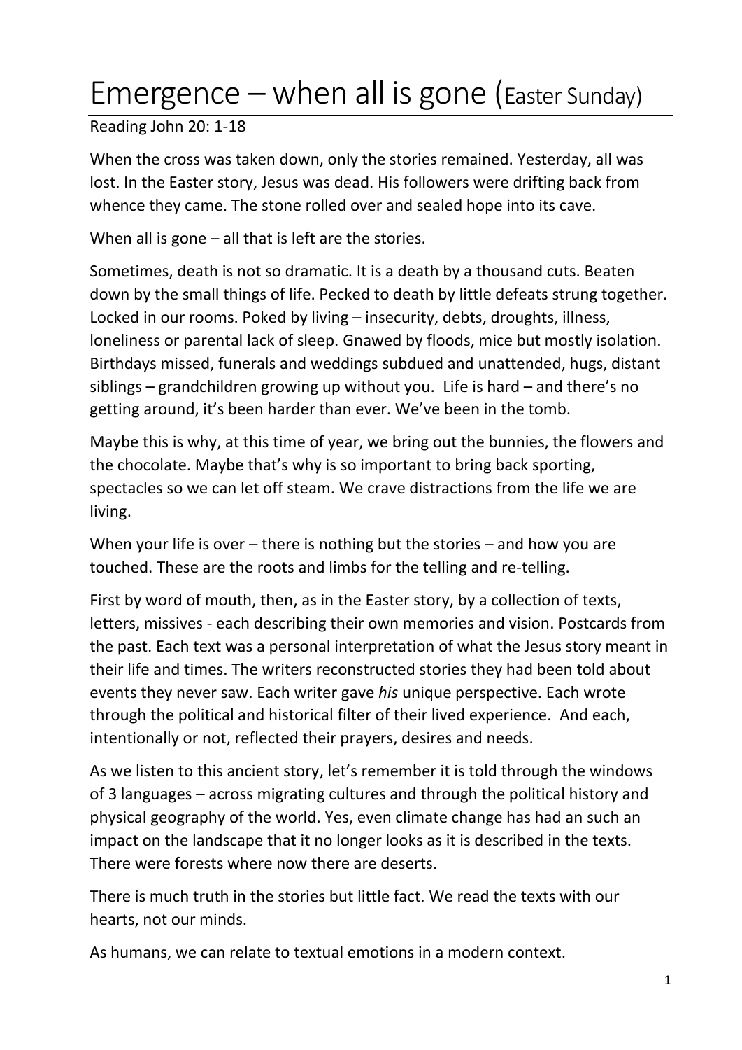# Emergence – when all is gone (Easter Sunday)

Reading John 20: 1-18

When the cross was taken down, only the stories remained. Yesterday, all was lost. In the Easter story, Jesus was dead. His followers were drifting back from whence they came. The stone rolled over and sealed hope into its cave.

When all is gone – all that is left are the stories.

Sometimes, death is not so dramatic. It is a death by a thousand cuts. Beaten down by the small things of life. Pecked to death by little defeats strung together. Locked in our rooms. Poked by living – insecurity, debts, droughts, illness, loneliness or parental lack of sleep. Gnawed by floods, mice but mostly isolation. Birthdays missed, funerals and weddings subdued and unattended, hugs, distant siblings – grandchildren growing up without you. Life is hard – and there's no getting around, it's been harder than ever. We've been in the tomb.

Maybe this is why, at this time of year, we bring out the bunnies, the flowers and the chocolate. Maybe that's why is so important to bring back sporting, spectacles so we can let off steam. We crave distractions from the life we are living.

When your life is over – there is nothing but the stories – and how you are touched. These are the roots and limbs for the telling and re-telling.

First by word of mouth, then, as in the Easter story, by a collection of texts, letters, missives - each describing their own memories and vision. Postcards from the past. Each text was a personal interpretation of what the Jesus story meant in their life and times. The writers reconstructed stories they had been told about events they never saw. Each writer gave *his* unique perspective. Each wrote through the political and historical filter of their lived experience. And each, intentionally or not, reflected their prayers, desires and needs.

As we listen to this ancient story, let's remember it is told through the windows of 3 languages – across migrating cultures and through the political history and physical geography of the world. Yes, even climate change has had an such an impact on the landscape that it no longer looks as it is described in the texts. There were forests where now there are deserts.

There is much truth in the stories but little fact. We read the texts with our hearts, not our minds.

As humans, we can relate to textual emotions in a modern context.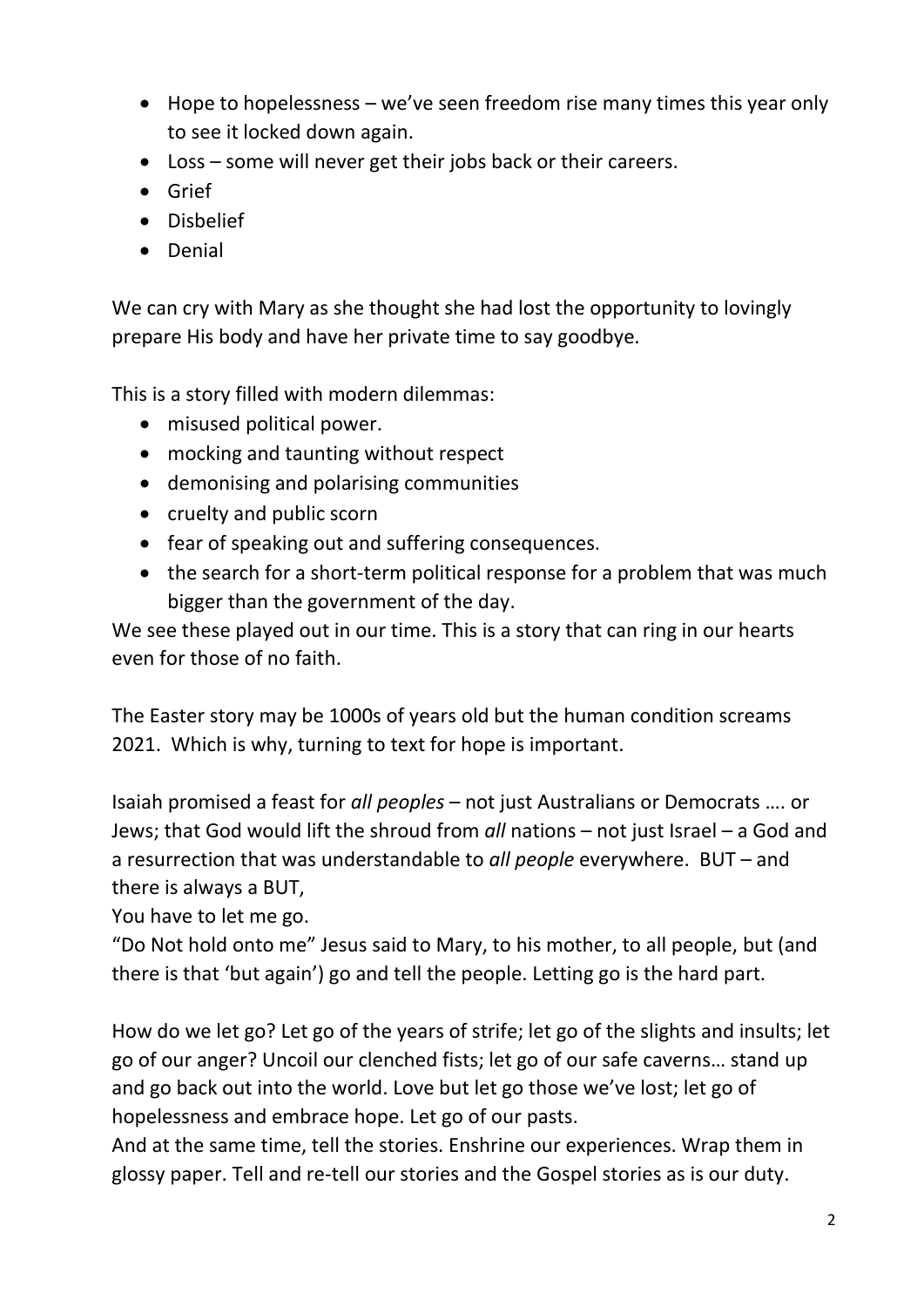- Hope to hopelessness – we've seen freedom rise many times this year only to see it locked down again.
- Loss – some will never get their jobs back or their careers.
- Grief
- Disbelief
- Denial

We can cry with Mary as she thought she had lost the opportunity to lovingly prepare His body and have her private time to say goodbye.

This is a story filled with modern dilemmas:

- misused political power.
- mocking and taunting without respect
- demonising and polarising communities
- cruelty and public scorn
- fear of speaking out and suffering consequences.
- the search for a short-term political response for a problem that was much bigger than the government of the day.

We see these played out in our time. This is a story that can ring in our hearts even for those of no faith.

The Easter story may be 1000s of years old but the human condition screams 2021. Which is why, turning to text for hope is important.

Isaiah promised a feast for *all peoples* – not just Australians or Democrats …. or Jews; that God would lift the shroud from *all* nations – not just Israel – a God and a resurrection that was understandable to *all people* everywhere. BUT – and there is always a BUT,

You have to let me go.

"Do Not hold onto me" Jesus said to Mary, to his mother, to all people, but (and there is that 'but again') go and tell the people. Letting go is the hard part.

How do we let go? Let go of the years of strife; let go of the slights and insults; let go of our anger? Uncoil our clenched fists; let go of our safe caverns… stand up and go back out into the world. Love but let go those we've lost; let go of hopelessness and embrace hope. Let go of our pasts.

And at the same time, tell the stories. Enshrine our experiences. Wrap them in glossy paper. Tell and re-tell our stories and the Gospel stories as is our duty.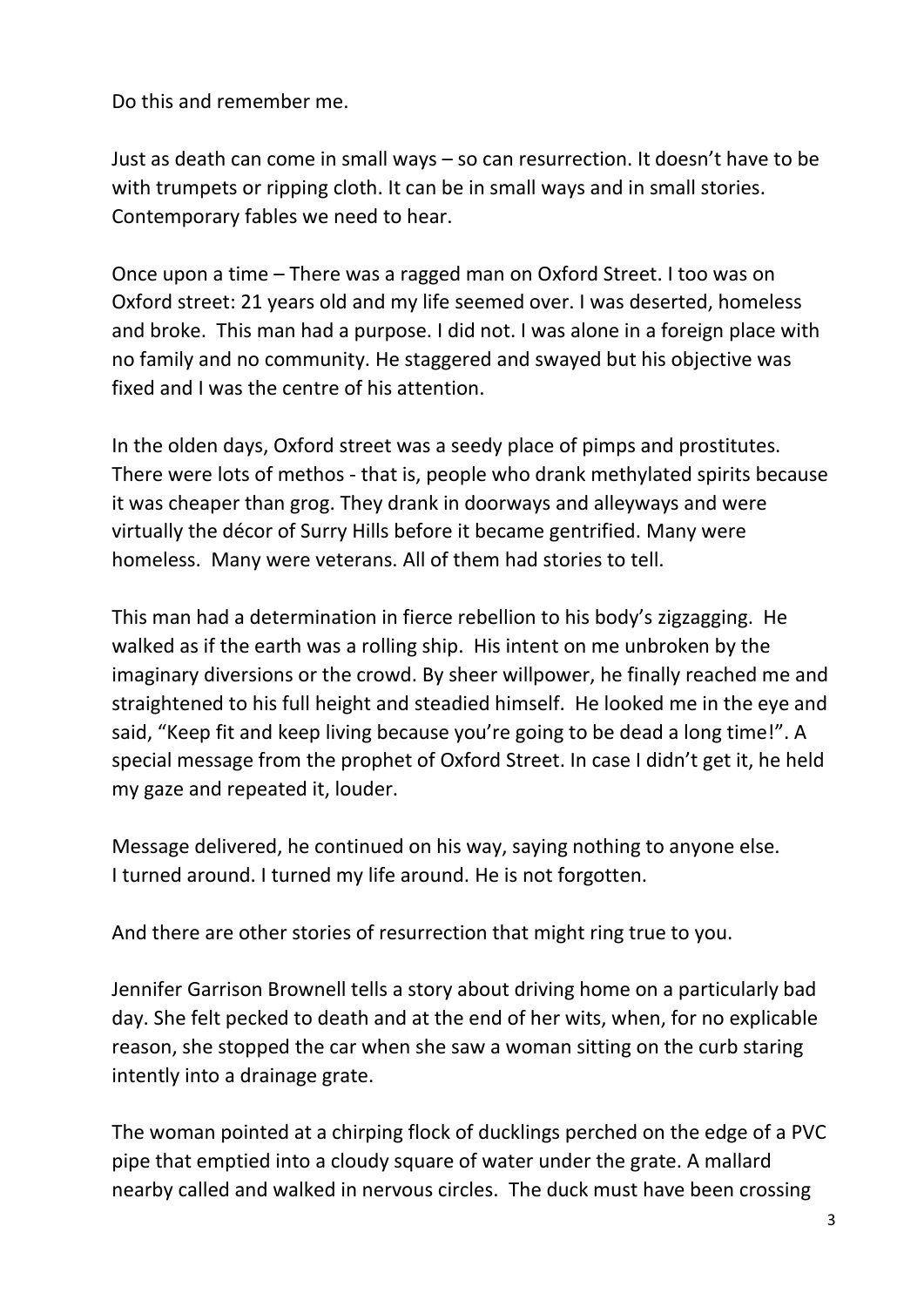Do this and remember me.

Just as death can come in small ways – so can resurrection. It doesn't have to be with trumpets or ripping cloth. It can be in small ways and in small stories. Contemporary fables we need to hear.

Once upon a time – There was a ragged man on Oxford Street. I too was on Oxford street: 21 years old and my life seemed over. I was deserted, homeless and broke. This man had a purpose. I did not. I was alone in a foreign place with no family and no community. He staggered and swayed but his objective was fixed and I was the centre of his attention.

In the olden days, Oxford street was a seedy place of pimps and prostitutes. There were lots of methos - that is, people who drank methylated spirits because it was cheaper than grog. They drank in doorways and alleyways and were virtually the décor of Surry Hills before it became gentrified. Many were homeless. Many were veterans. All of them had stories to tell.

This man had a determination in fierce rebellion to his body's zigzagging. He walked as if the earth was a rolling ship. His intent on me unbroken by the imaginary diversions or the crowd. By sheer willpower, he finally reached me and straightened to his full height and steadied himself. He looked me in the eye and said, "Keep fit and keep living because you're going to be dead a long time!". A special message from the prophet of Oxford Street. In case I didn't get it, he held my gaze and repeated it, louder.

Message delivered, he continued on his way, saying nothing to anyone else.
I turned around. I turned my life around. He is not forgotten.

And there are other stories of resurrection that might ring true to you.

Jennifer Garrison Brownell tells a story about driving home on a particularly bad day. She felt pecked to death and at the end of her wits, when, for no explicable reason, she stopped the car when she saw a woman sitting on the curb staring intently into a drainage grate.

The woman pointed at a chirping flock of ducklings perched on the edge of a PVC pipe that emptied into a cloudy square of water under the grate. A mallard nearby called and walked in nervous circles. The duck must have been crossing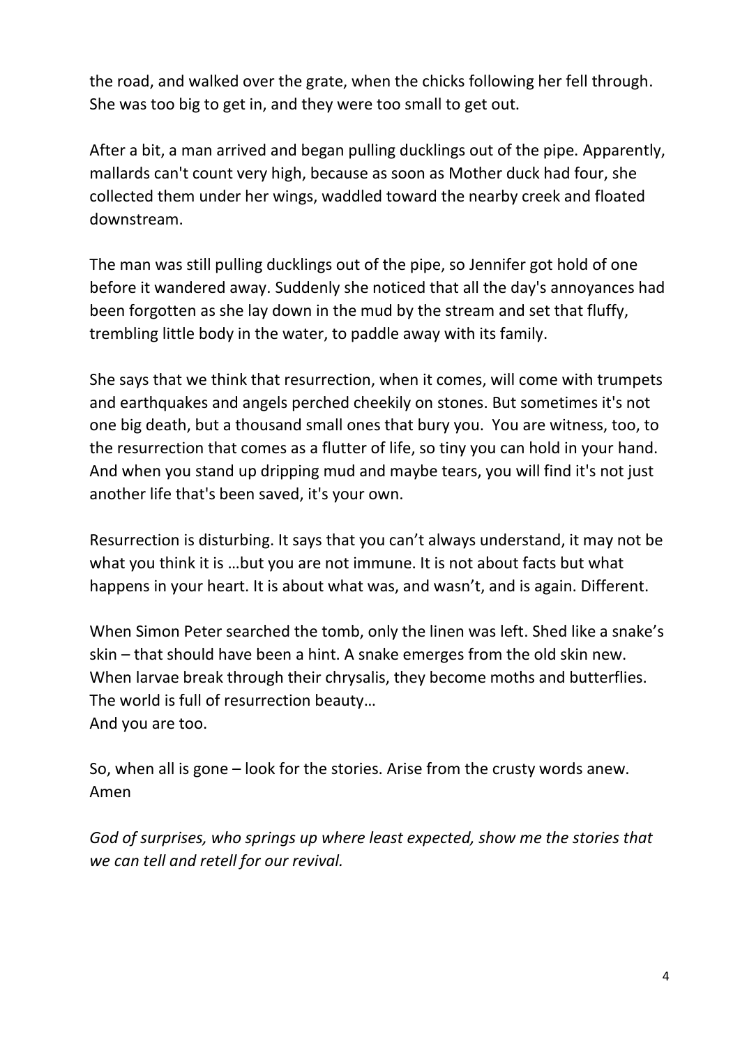the road, and walked over the grate, when the chicks following her fell through. She was too big to get in, and they were too small to get out.

After a bit, a man arrived and began pulling ducklings out of the pipe. Apparently, mallards can't count very high, because as soon as Mother duck had four, she collected them under her wings, waddled toward the nearby creek and floated downstream.

The man was still pulling ducklings out of the pipe, so Jennifer got hold of one before it wandered away. Suddenly she noticed that all the day's annoyances had been forgotten as she lay down in the mud by the stream and set that fluffy, trembling little body in the water, to paddle away with its family.

She says that we think that resurrection, when it comes, will come with trumpets and earthquakes and angels perched cheekily on stones. But sometimes it's not one big death, but a thousand small ones that bury you. You are witness, too, to the resurrection that comes as a flutter of life, so tiny you can hold in your hand. And when you stand up dripping mud and maybe tears, you will find it's not just another life that's been saved, it's your own.

Resurrection is disturbing. It says that you can't always understand, it may not be what you think it is …but you are not immune. It is not about facts but what happens in your heart. It is about what was, and wasn't, and is again. Different.

When Simon Peter searched the tomb, only the linen was left. Shed like a snake's skin – that should have been a hint. A snake emerges from the old skin new. When larvae break through their chrysalis, they become moths and butterflies. The world is full of resurrection beauty…
And you are too.

So, when all is gone – look for the stories. Arise from the crusty words anew.
Amen

*God of surprises, who springs up where least expected, show me the stories that we can tell and retell for our revival.*